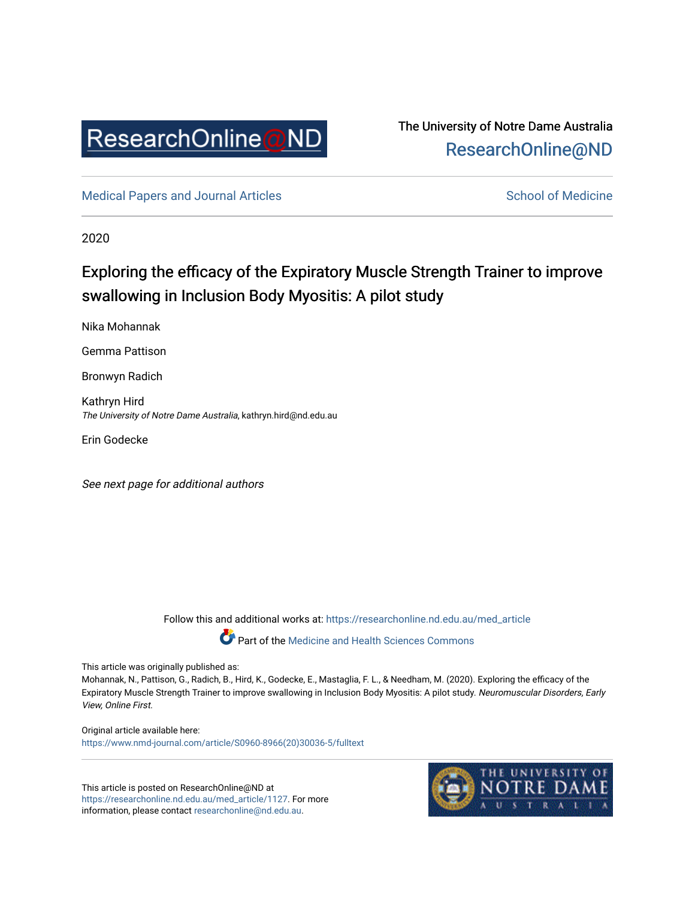ResearchOnline@ND

The University of Notre Dame Australia
ResearchOnline@ND

Medical Papers and Journal Articles | School of Medicine

2020

# Exploring the efficacy of the Expiratory Muscle Strength Trainer to improve swallowing in Inclusion Body Myositis: A pilot study

Nika Mohannak

Gemma Pattison

Bronwyn Radich

Kathryn Hird
*The University of Notre Dame Australia*, kathryn.hird@nd.edu.au

Erin Godecke

*See next page for additional authors*

Follow this and additional works at: https://researchonline.nd.edu.au/med_article

Part of the Medicine and Health Sciences Commons

This article was originally published as:
Mohannak, N., Pattison, G., Radich, B., Hird, K., Godecke, E., Mastaglia, F. L., & Needham, M. (2020). Exploring the efficacy of the Expiratory Muscle Strength Trainer to improve swallowing in Inclusion Body Myositis: A pilot study. *Neuromuscular Disorders, Early View, Online First.*

Original article available here:
https://www.nmd-journal.com/article/S0960-8966(20)30036-5/fulltext

This article is posted on ResearchOnline@ND at https://researchonline.nd.edu.au/med_article/1127. For more information, please contact researchonline@nd.edu.au.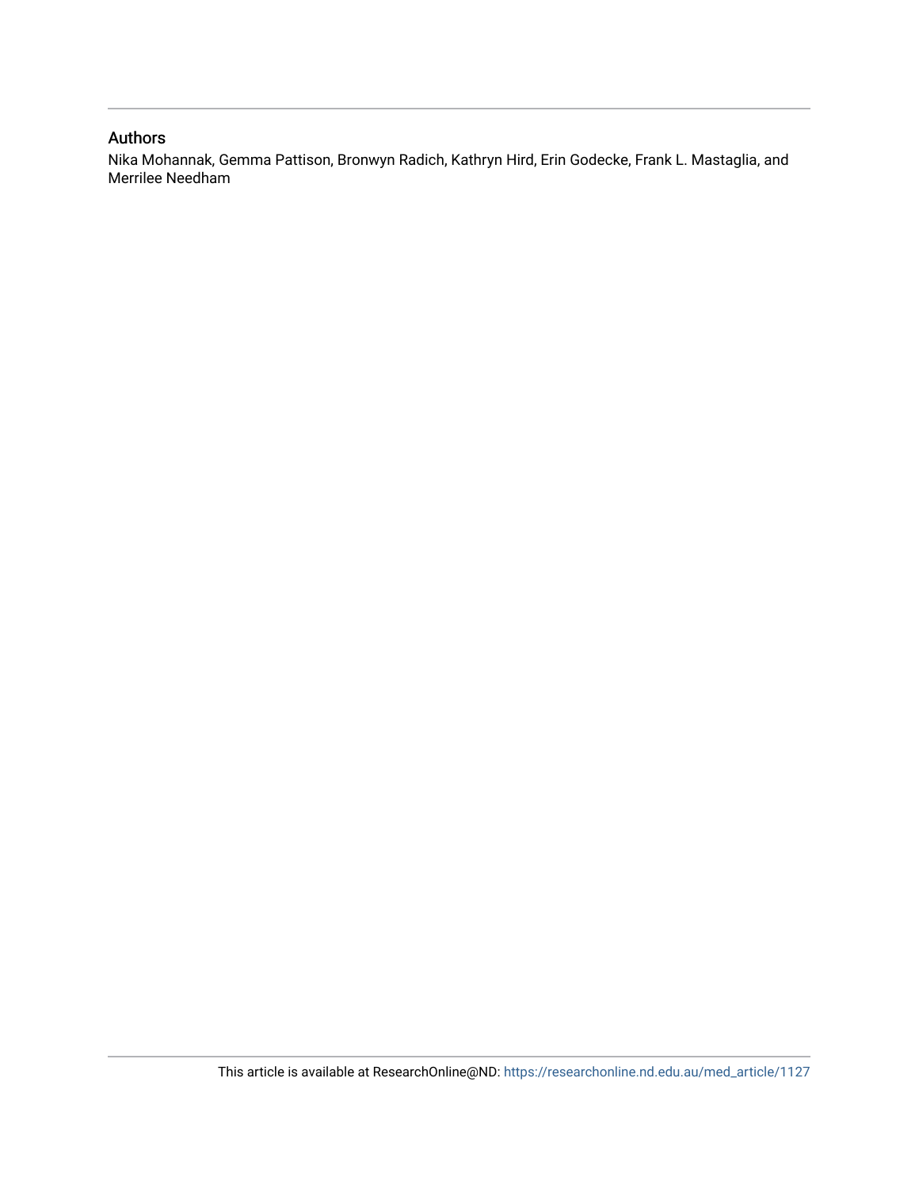## Authors

Nika Mohannak, Gemma Pattison, Bronwyn Radich, Kathryn Hird, Erin Godecke, Frank L. Mastaglia, and Merrilee Needham

This article is available at ResearchOnline@ND: https://researchonline.nd.edu.au/med_article/1127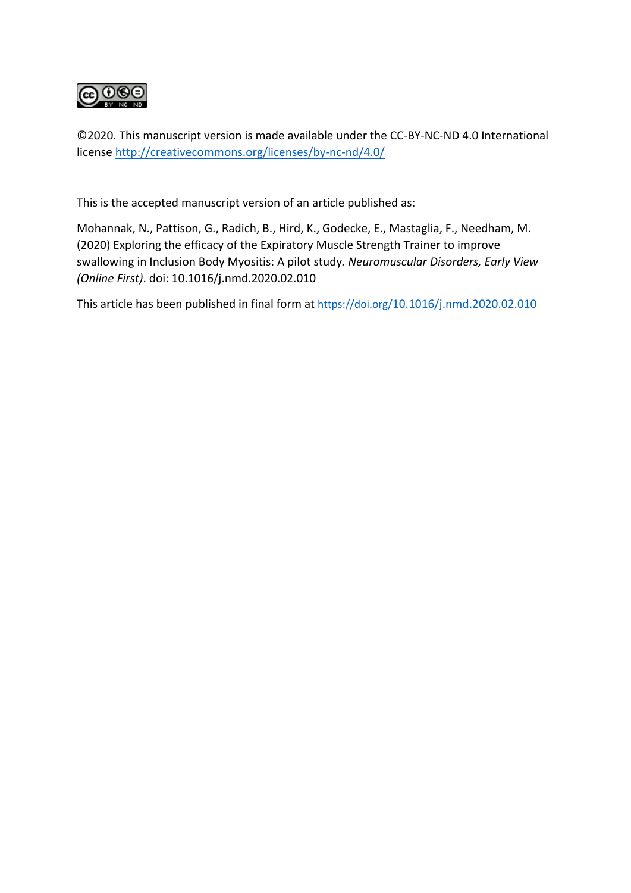©2020. This manuscript version is made available under the CC-BY-NC-ND 4.0 International license http://creativecommons.org/licenses/by-nc-nd/4.0/

This is the accepted manuscript version of an article published as:

Mohannak, N., Pattison, G., Radich, B., Hird, K., Godecke, E., Mastaglia, F., Needham, M. (2020) Exploring the efficacy of the Expiratory Muscle Strength Trainer to improve swallowing in Inclusion Body Myositis: A pilot study. *Neuromuscular Disorders, Early View (Online First)*. doi: 10.1016/j.nmd.2020.02.010

This article has been published in final form at https://doi.org/10.1016/j.nmd.2020.02.010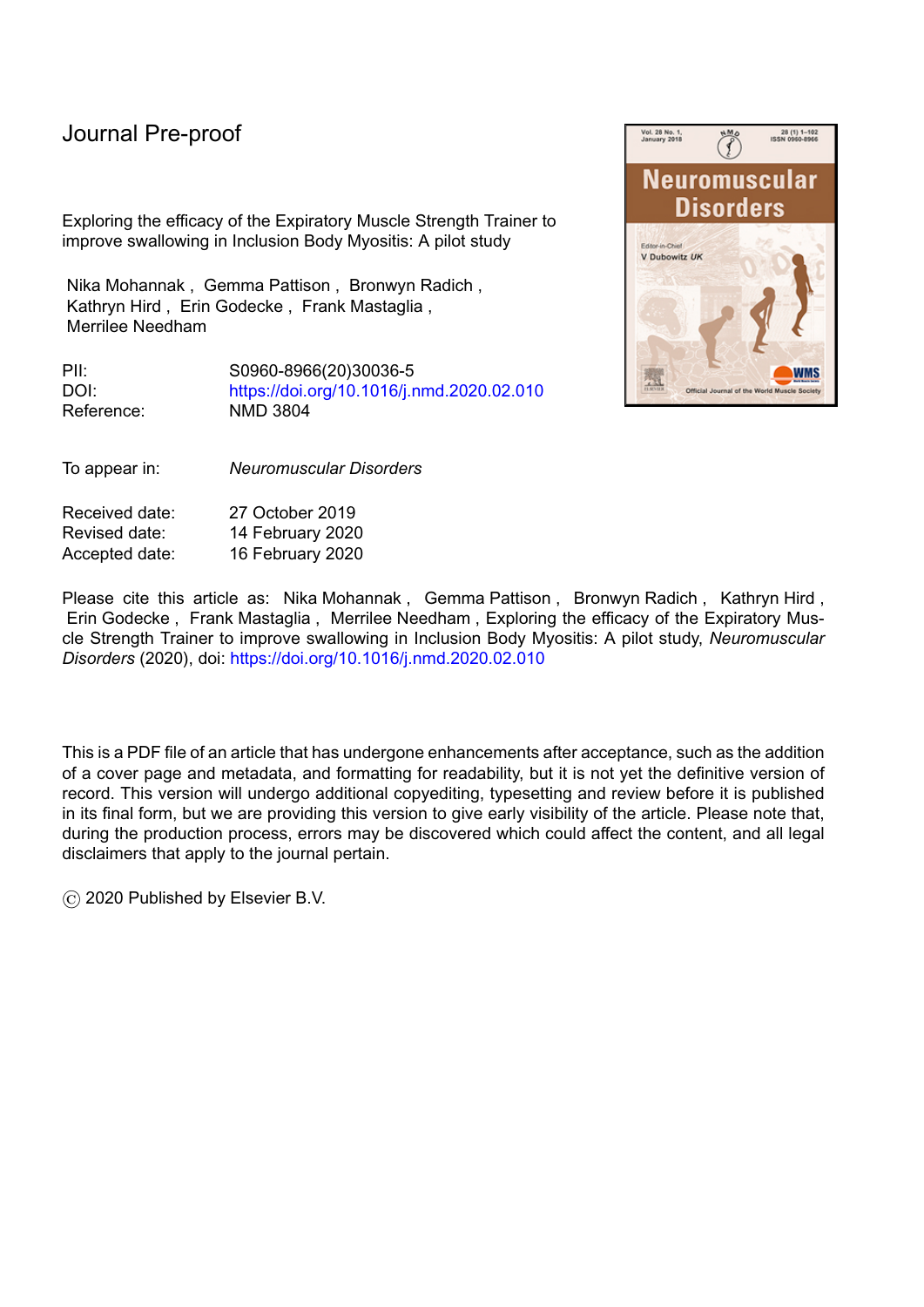Journal Pre-proof

Exploring the efficacy of the Expiratory Muscle Strength Trainer to improve swallowing in Inclusion Body Myositis: A pilot study

Nika Mohannak , Gemma Pattison , Bronwyn Radich , Kathryn Hird , Erin Godecke , Frank Mastaglia , Merrilee Needham

PII: S0960-8966(20)30036-5
DOI: https://doi.org/10.1016/j.nmd.2020.02.010
Reference: NMD 3804

To appear in: *Neuromuscular Disorders*

Received date: 27 October 2019
Revised date: 14 February 2020
Accepted date: 16 February 2020

Please cite this article as: Nika Mohannak , Gemma Pattison , Bronwyn Radich , Kathryn Hird , Erin Godecke , Frank Mastaglia , Merrilee Needham , Exploring the efficacy of the Expiratory Muscle Strength Trainer to improve swallowing in Inclusion Body Myositis: A pilot study, *Neuromuscular Disorders* (2020), doi: https://doi.org/10.1016/j.nmd.2020.02.010

This is a PDF file of an article that has undergone enhancements after acceptance, such as the addition of a cover page and metadata, and formatting for readability, but it is not yet the definitive version of record. This version will undergo additional copyediting, typesetting and review before it is published in its final form, but we are providing this version to give early visibility of the article. Please note that, during the production process, errors may be discovered which could affect the content, and all legal disclaimers that apply to the journal pertain.

© 2020 Published by Elsevier B.V.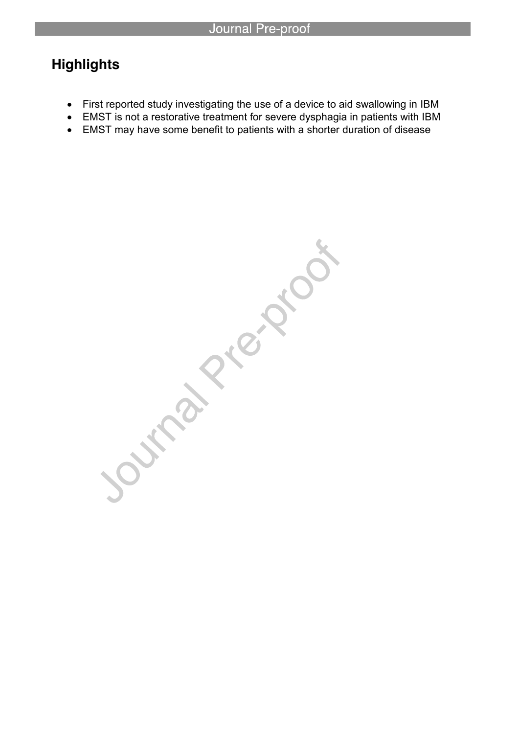## Highlights

- First reported study investigating the use of a device to aid swallowing in IBM
- EMST is not a restorative treatment for severe dysphagia in patients with IBM
- EMST may have some benefit to patients with a shorter duration of disease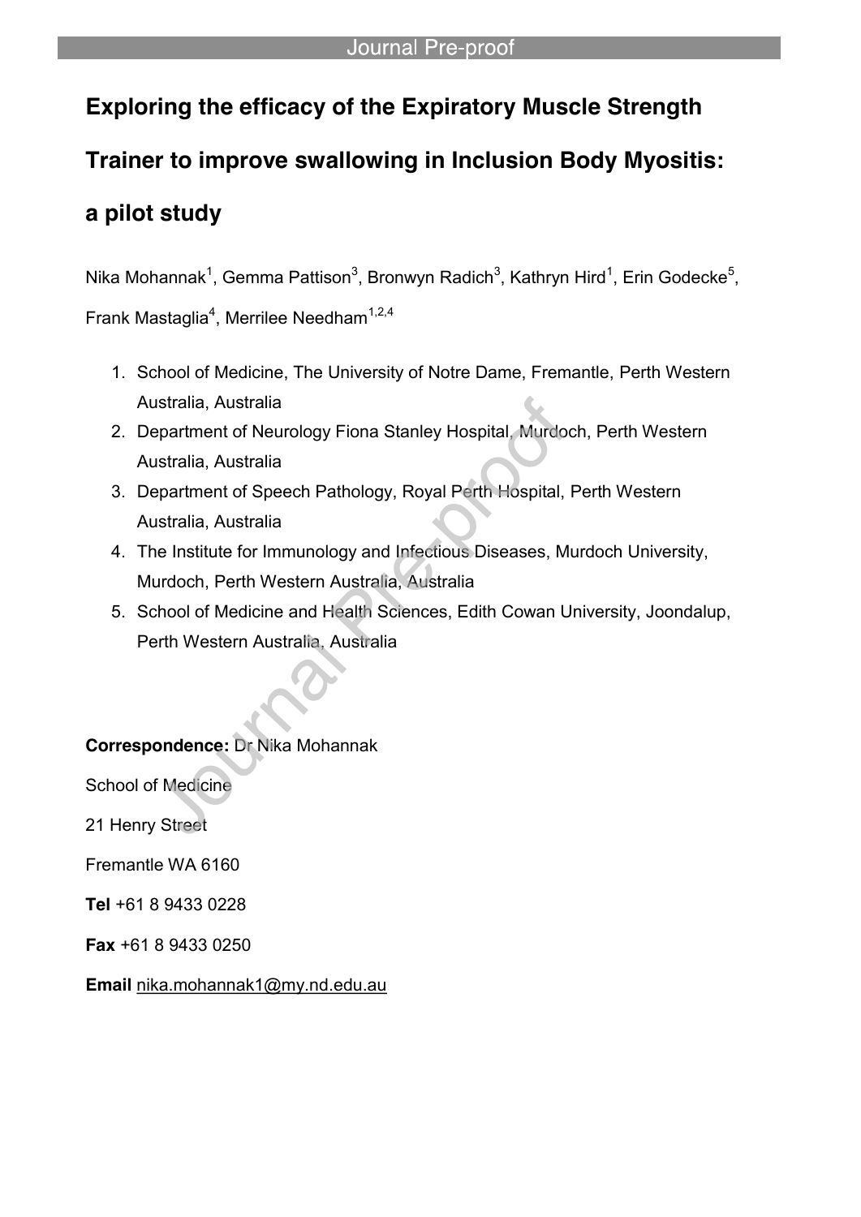# Exploring the efficacy of the Expiratory Muscle Strength Trainer to improve swallowing in Inclusion Body Myositis: a pilot study

Nika Mohannak[1], Gemma Pattison[3], Bronwyn Radich[3], Kathryn Hird[1], Erin Godecke[5], Frank Mastaglia[4], Merrilee Needham[1,2,4]

1. School of Medicine, The University of Notre Dame, Fremantle, Perth Western Australia, Australia
2. Department of Neurology Fiona Stanley Hospital, Murdoch, Perth Western Australia, Australia
3. Department of Speech Pathology, Royal Perth Hospital, Perth Western Australia, Australia
4. The Institute for Immunology and Infectious Diseases, Murdoch University, Murdoch, Perth Western Australia, Australia
5. School of Medicine and Health Sciences, Edith Cowan University, Joondalup, Perth Western Australia, Australia

**Correspondence:** Dr Nika Mohannak

School of Medicine

21 Henry Street

Fremantle WA 6160

**Tel** +61 8 9433 0228

**Fax** +61 8 9433 0250

**Email** nika.mohannak1@my.nd.edu.au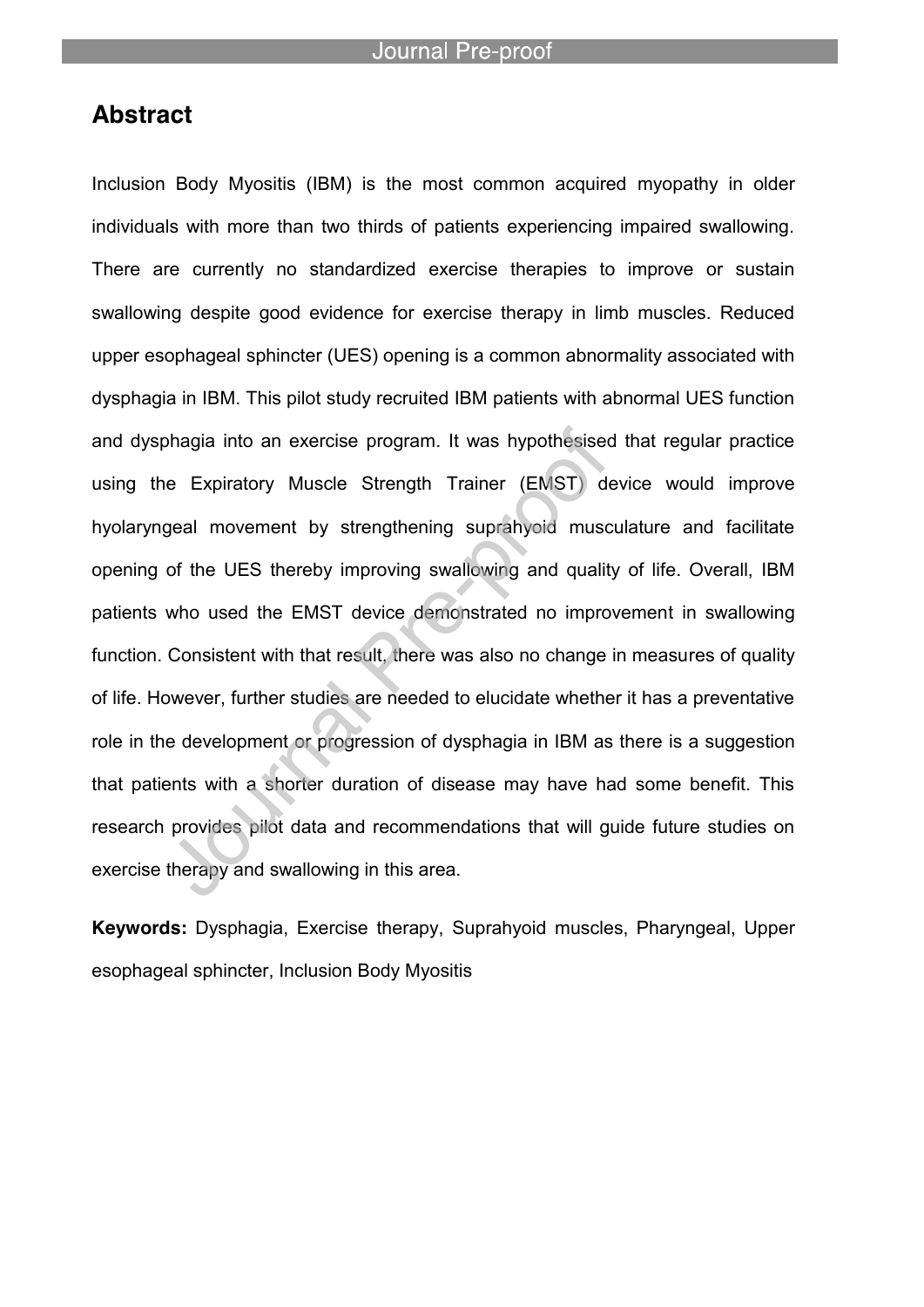## Abstract

Inclusion Body Myositis (IBM) is the most common acquired myopathy in older individuals with more than two thirds of patients experiencing impaired swallowing. There are currently no standardized exercise therapies to improve or sustain swallowing despite good evidence for exercise therapy in limb muscles. Reduced upper esophageal sphincter (UES) opening is a common abnormality associated with dysphagia in IBM. This pilot study recruited IBM patients with abnormal UES function and dysphagia into an exercise program. It was hypothesised that regular practice using the Expiratory Muscle Strength Trainer (EMST) device would improve hyolaryngeal movement by strengthening suprahyoid musculature and facilitate opening of the UES thereby improving swallowing and quality of life. Overall, IBM patients who used the EMST device demonstrated no improvement in swallowing function. Consistent with that result, there was also no change in measures of quality of life. However, further studies are needed to elucidate whether it has a preventative role in the development or progression of dysphagia in IBM as there is a suggestion that patients with a shorter duration of disease may have had some benefit. This research provides pilot data and recommendations that will guide future studies on exercise therapy and swallowing in this area.

**Keywords:** Dysphagia, Exercise therapy, Suprahyoid muscles, Pharyngeal, Upper esophageal sphincter, Inclusion Body Myositis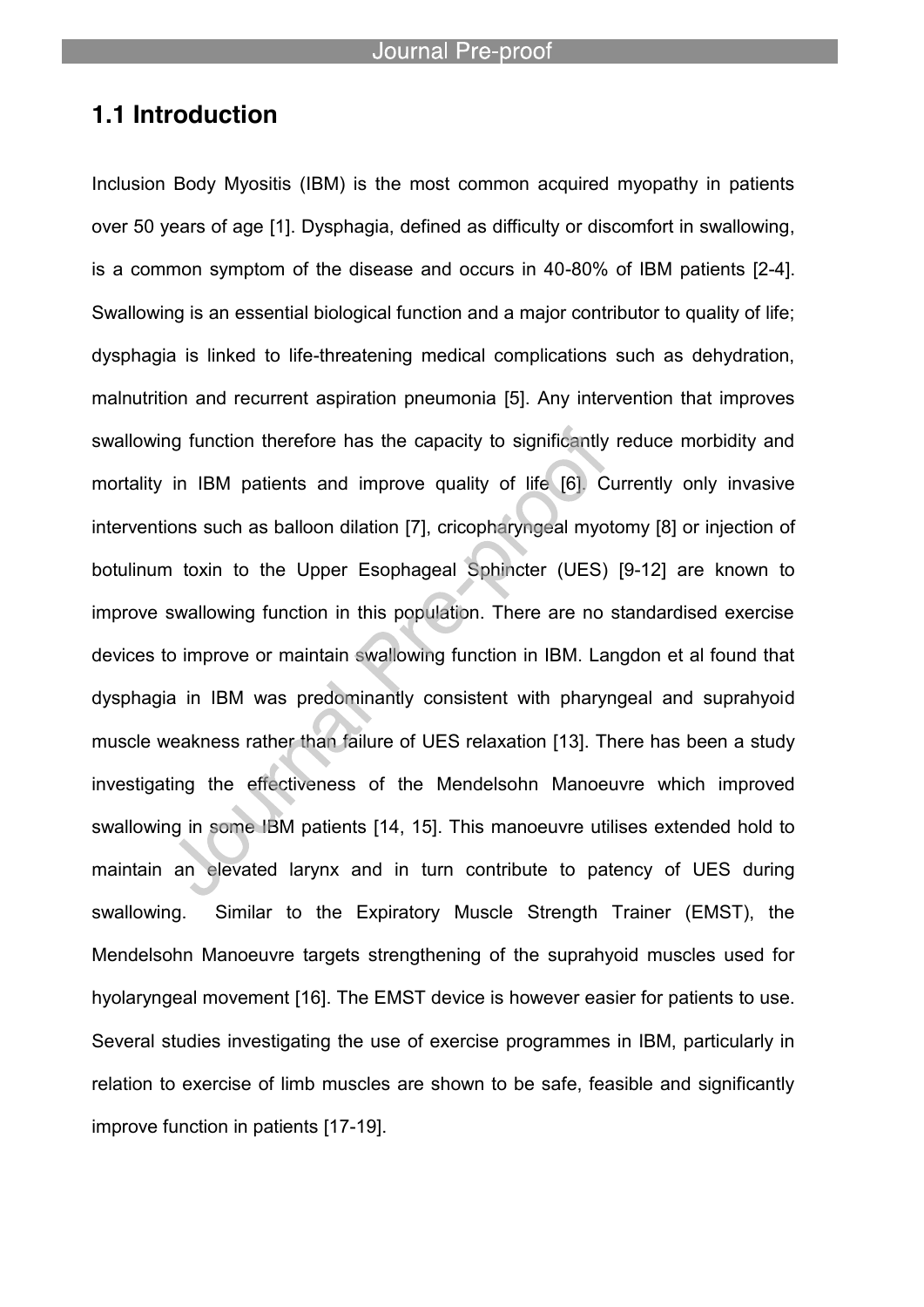## 1.1 Introduction

Inclusion Body Myositis (IBM) is the most common acquired myopathy in patients over 50 years of age [1]. Dysphagia, defined as difficulty or discomfort in swallowing, is a common symptom of the disease and occurs in 40-80% of IBM patients [2-4]. Swallowing is an essential biological function and a major contributor to quality of life; dysphagia is linked to life-threatening medical complications such as dehydration, malnutrition and recurrent aspiration pneumonia [5]. Any intervention that improves swallowing function therefore has the capacity to significantly reduce morbidity and mortality in IBM patients and improve quality of life [6]. Currently only invasive interventions such as balloon dilation [7], cricopharyngeal myotomy [8] or injection of botulinum toxin to the Upper Esophageal Sphincter (UES) [9-12] are known to improve swallowing function in this population. There are no standardised exercise devices to improve or maintain swallowing function in IBM. Langdon et al found that dysphagia in IBM was predominantly consistent with pharyngeal and suprahyoid muscle weakness rather than failure of UES relaxation [13]. There has been a study investigating the effectiveness of the Mendelsohn Manoeuvre which improved swallowing in some IBM patients [14, 15]. This manoeuvre utilises extended hold to maintain an elevated larynx and in turn contribute to patency of UES during swallowing. Similar to the Expiratory Muscle Strength Trainer (EMST), the Mendelsohn Manoeuvre targets strengthening of the suprahyoid muscles used for hyolaryngeal movement [16]. The EMST device is however easier for patients to use. Several studies investigating the use of exercise programmes in IBM, particularly in relation to exercise of limb muscles are shown to be safe, feasible and significantly improve function in patients [17-19].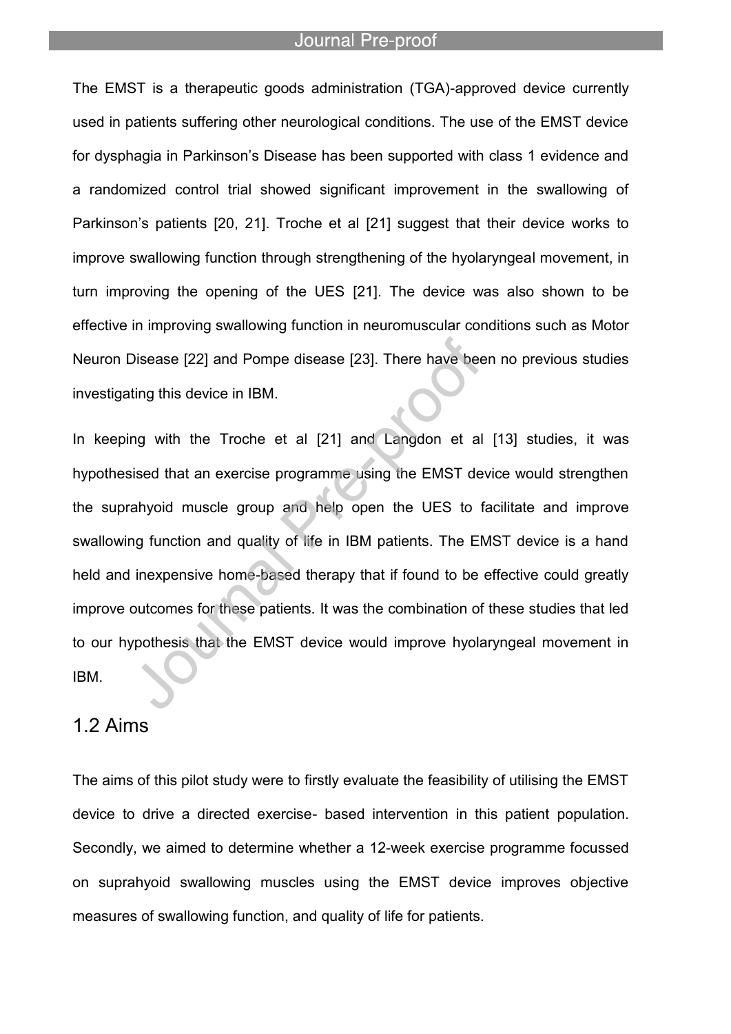The EMST is a therapeutic goods administration (TGA)-approved device currently used in patients suffering other neurological conditions. The use of the EMST device for dysphagia in Parkinson's Disease has been supported with class 1 evidence and a randomized control trial showed significant improvement in the swallowing of Parkinson's patients [20, 21]. Troche et al [21] suggest that their device works to improve swallowing function through strengthening of the hyolaryngeal movement, in turn improving the opening of the UES [21]. The device was also shown to be effective in improving swallowing function in neuromuscular conditions such as Motor Neuron Disease [22] and Pompe disease [23]. There have been no previous studies investigating this device in IBM.

In keeping with the Troche et al [21] and Langdon et al [13] studies, it was hypothesised that an exercise programme using the EMST device would strengthen the suprahyoid muscle group and help open the UES to facilitate and improve swallowing function and quality of life in IBM patients. The EMST device is a hand held and inexpensive home-based therapy that if found to be effective could greatly improve outcomes for these patients. It was the combination of these studies that led to our hypothesis that the EMST device would improve hyolaryngeal movement in IBM.

## 1.2 Aims

The aims of this pilot study were to firstly evaluate the feasibility of utilising the EMST device to drive a directed exercise- based intervention in this patient population. Secondly, we aimed to determine whether a 12-week exercise programme focussed on suprahyoid swallowing muscles using the EMST device improves objective measures of swallowing function, and quality of life for patients.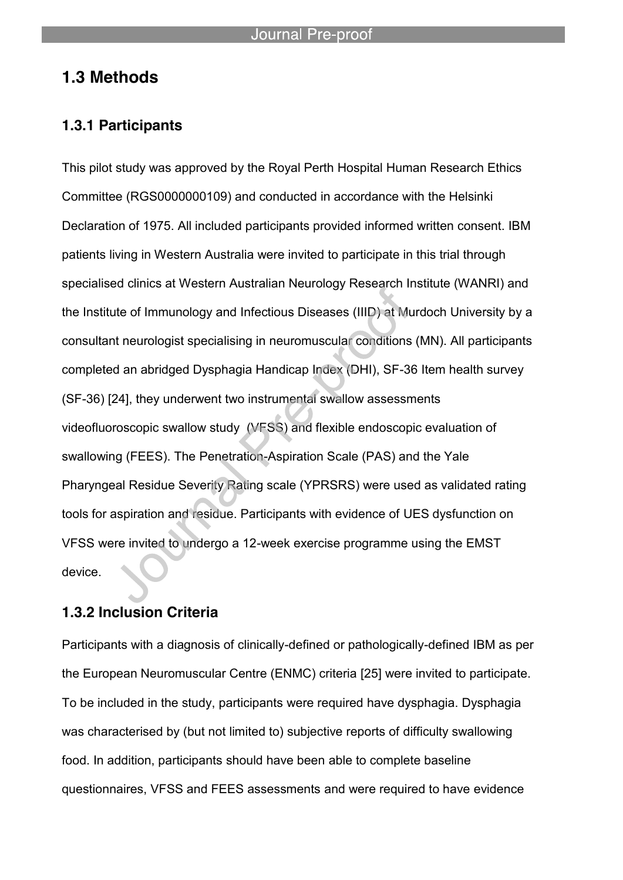## 1.3 Methods

### 1.3.1 Participants

This pilot study was approved by the Royal Perth Hospital Human Research Ethics Committee (RGS0000000109) and conducted in accordance with the Helsinki Declaration of 1975. All included participants provided informed written consent. IBM patients living in Western Australia were invited to participate in this trial through specialised clinics at Western Australian Neurology Research Institute (WANRI) and the Institute of Immunology and Infectious Diseases (IIID) at Murdoch University by a consultant neurologist specialising in neuromuscular conditions (MN). All participants completed an abridged Dysphagia Handicap Index (DHI), SF-36 Item health survey (SF-36) [24], they underwent two instrumental swallow assessments videofluoroscopic swallow study (VFSS) and flexible endoscopic evaluation of swallowing (FEES). The Penetration-Aspiration Scale (PAS) and the Yale Pharyngeal Residue Severity Rating scale (YPRSRS) were used as validated rating tools for aspiration and residue. Participants with evidence of UES dysfunction on VFSS were invited to undergo a 12-week exercise programme using the EMST device.

### 1.3.2 Inclusion Criteria

Participants with a diagnosis of clinically-defined or pathologically-defined IBM as per the European Neuromuscular Centre (ENMC) criteria [25] were invited to participate. To be included in the study, participants were required have dysphagia. Dysphagia was characterised by (but not limited to) subjective reports of difficulty swallowing food. In addition, participants should have been able to complete baseline questionnaires, VFSS and FEES assessments and were required to have evidence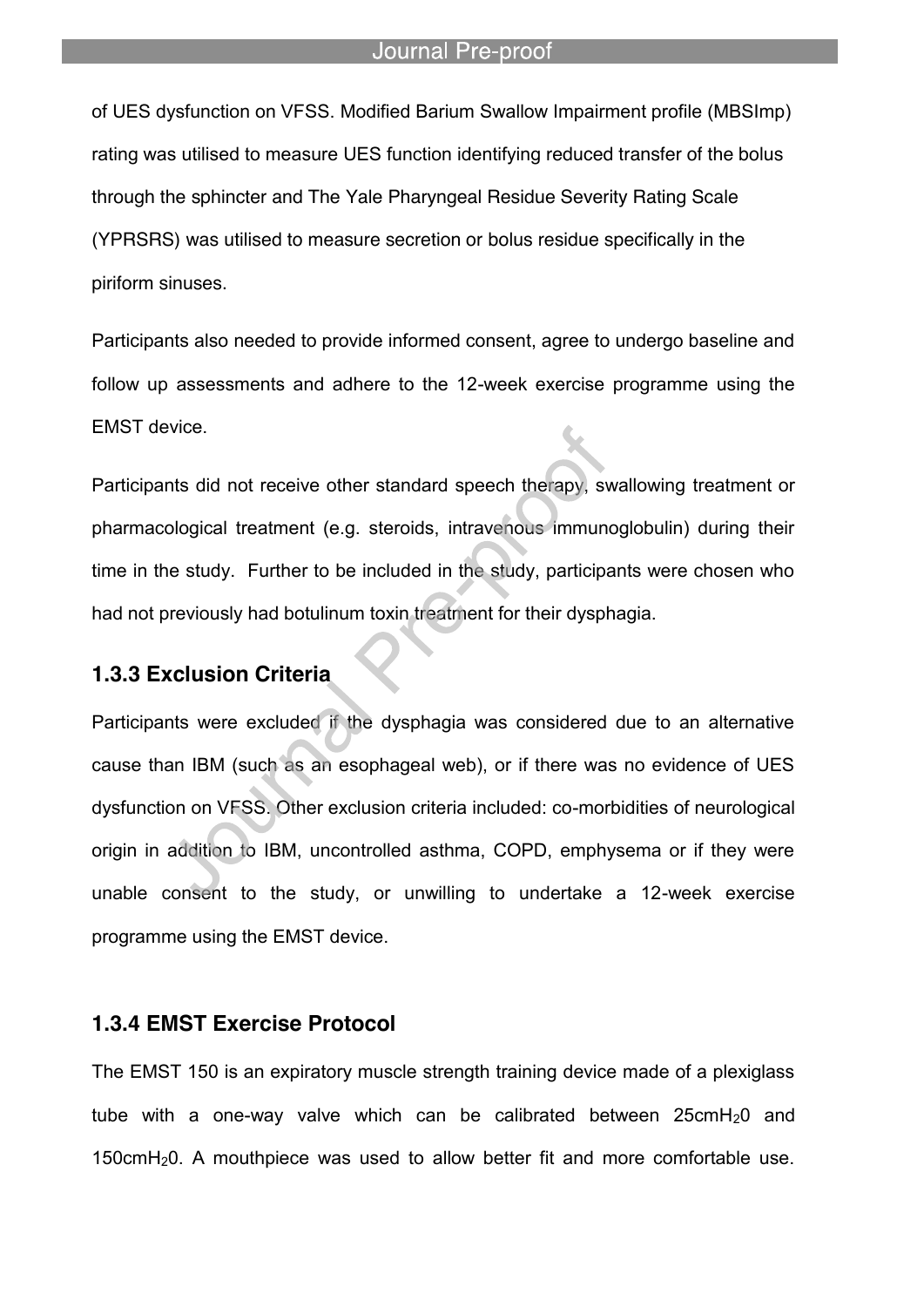of UES dysfunction on VFSS. Modified Barium Swallow Impairment profile (MBSImp) rating was utilised to measure UES function identifying reduced transfer of the bolus through the sphincter and The Yale Pharyngeal Residue Severity Rating Scale (YPRSRS) was utilised to measure secretion or bolus residue specifically in the piriform sinuses.

Participants also needed to provide informed consent, agree to undergo baseline and follow up assessments and adhere to the 12-week exercise programme using the EMST device.

Participants did not receive other standard speech therapy, swallowing treatment or pharmacological treatment (e.g. steroids, intravenous immunoglobulin) during their time in the study. Further to be included in the study, participants were chosen who had not previously had botulinum toxin treatment for their dysphagia.

### 1.3.3 Exclusion Criteria

Participants were excluded if the dysphagia was considered due to an alternative cause than IBM (such as an esophageal web), or if there was no evidence of UES dysfunction on VFSS. Other exclusion criteria included: co-morbidities of neurological origin in addition to IBM, uncontrolled asthma, COPD, emphysema or if they were unable consent to the study, or unwilling to undertake a 12-week exercise programme using the EMST device.

### 1.3.4 EMST Exercise Protocol

The EMST 150 is an expiratory muscle strength training device made of a plexiglass tube with a one-way valve which can be calibrated between $25cmH_20$ and $150cmH_20$. A mouthpiece was used to allow better fit and more comfortable use.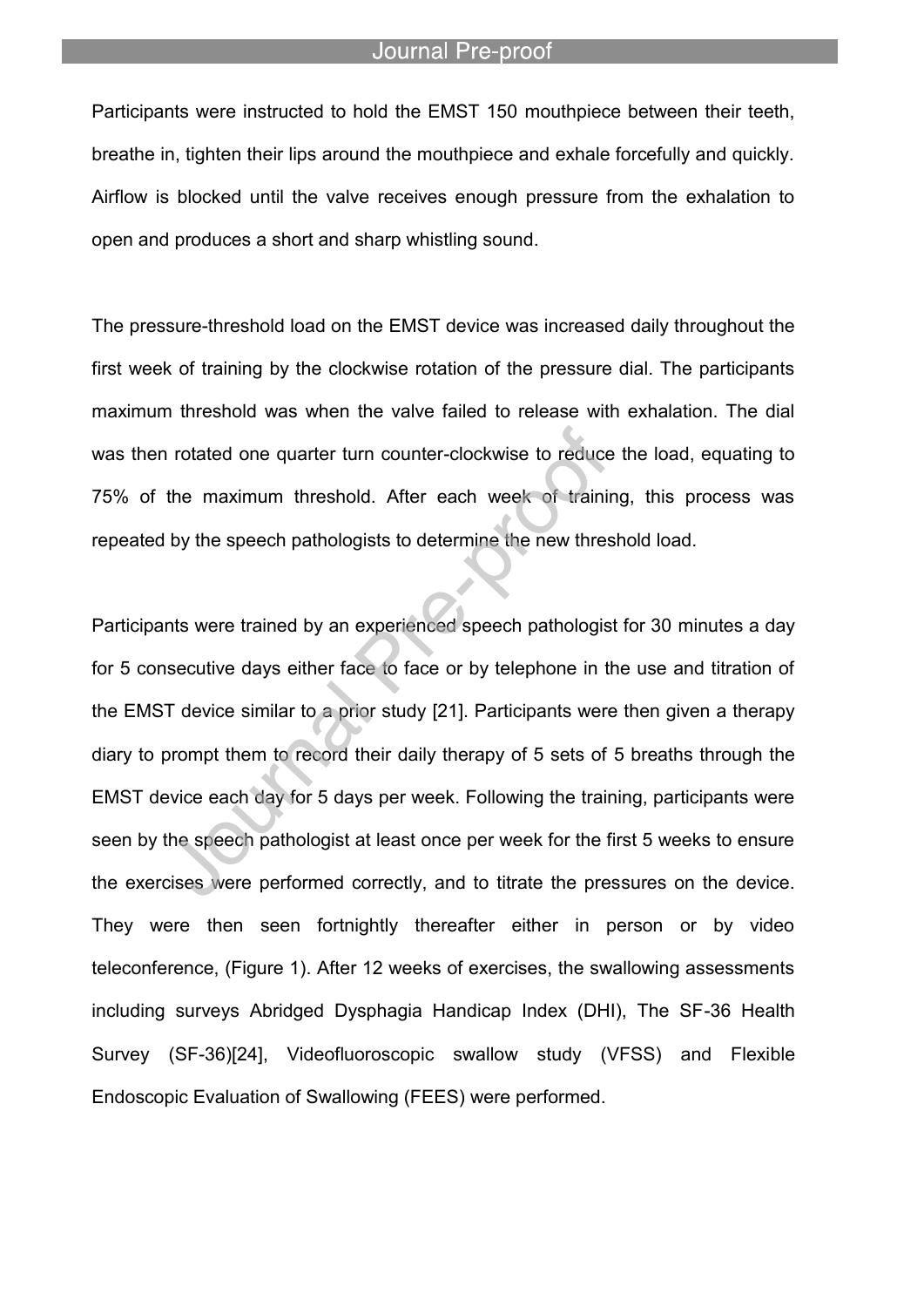Participants were instructed to hold the EMST 150 mouthpiece between their teeth, breathe in, tighten their lips around the mouthpiece and exhale forcefully and quickly. Airflow is blocked until the valve receives enough pressure from the exhalation to open and produces a short and sharp whistling sound.

The pressure-threshold load on the EMST device was increased daily throughout the first week of training by the clockwise rotation of the pressure dial. The participants maximum threshold was when the valve failed to release with exhalation. The dial was then rotated one quarter turn counter-clockwise to reduce the load, equating to 75% of the maximum threshold. After each week of training, this process was repeated by the speech pathologists to determine the new threshold load.

Participants were trained by an experienced speech pathologist for 30 minutes a day for 5 consecutive days either face to face or by telephone in the use and titration of the EMST device similar to a prior study [21]. Participants were then given a therapy diary to prompt them to record their daily therapy of 5 sets of 5 breaths through the EMST device each day for 5 days per week. Following the training, participants were seen by the speech pathologist at least once per week for the first 5 weeks to ensure the exercises were performed correctly, and to titrate the pressures on the device. They were then seen fortnightly thereafter either in person or by video teleconference, (Figure 1). After 12 weeks of exercises, the swallowing assessments including surveys Abridged Dysphagia Handicap Index (DHI), The SF-36 Health Survey (SF-36)[24], Videofluoroscopic swallow study (VFSS) and Flexible Endoscopic Evaluation of Swallowing (FEES) were performed.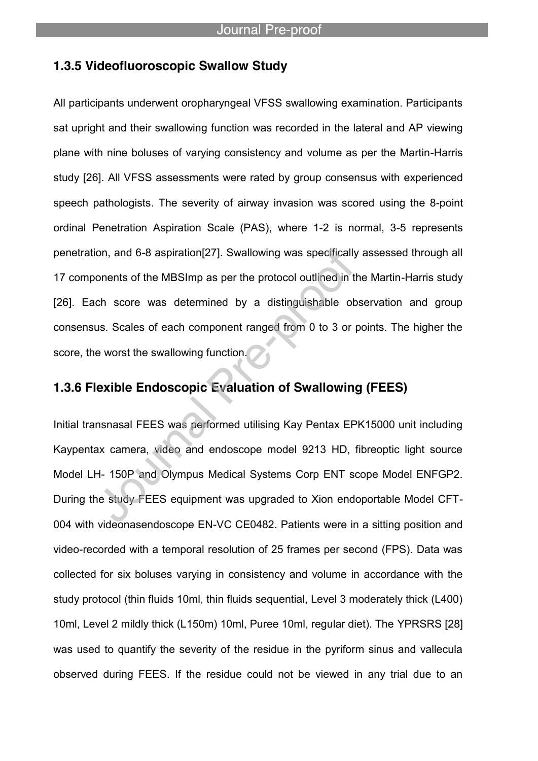### 1.3.5 Videofluoroscopic Swallow Study

All participants underwent oropharyngeal VFSS swallowing examination. Participants sat upright and their swallowing function was recorded in the lateral and AP viewing plane with nine boluses of varying consistency and volume as per the Martin-Harris study [26]. All VFSS assessments were rated by group consensus with experienced speech pathologists. The severity of airway invasion was scored using the 8-point ordinal Penetration Aspiration Scale (PAS), where 1-2 is normal, 3-5 represents penetration, and 6-8 aspiration[27]. Swallowing was specifically assessed through all 17 components of the MBSImp as per the protocol outlined in the Martin-Harris study [26]. Each score was determined by a distinguishable observation and group consensus. Scales of each component ranged from 0 to 3 or points. The higher the score, the worst the swallowing function.

### 1.3.6 Flexible Endoscopic Evaluation of Swallowing (FEES)

Initial transnasal FEES was performed utilising Kay Pentax EPK15000 unit including Kaypentax camera, video and endoscope model 9213 HD, fibreoptic light source Model LH- 150P and Olympus Medical Systems Corp ENT scope Model ENFGP2. During the study FEES equipment was upgraded to Xion endoportable Model CFT-004 with videonasendoscope EN-VC CE0482. Patients were in a sitting position and video-recorded with a temporal resolution of 25 frames per second (FPS). Data was collected for six boluses varying in consistency and volume in accordance with the study protocol (thin fluids 10ml, thin fluids sequential, Level 3 moderately thick (L400) 10ml, Level 2 mildly thick (L150m) 10ml, Puree 10ml, regular diet). The YPRSRS [28] was used to quantify the severity of the residue in the pyriform sinus and vallecula observed during FEES. If the residue could not be viewed in any trial due to an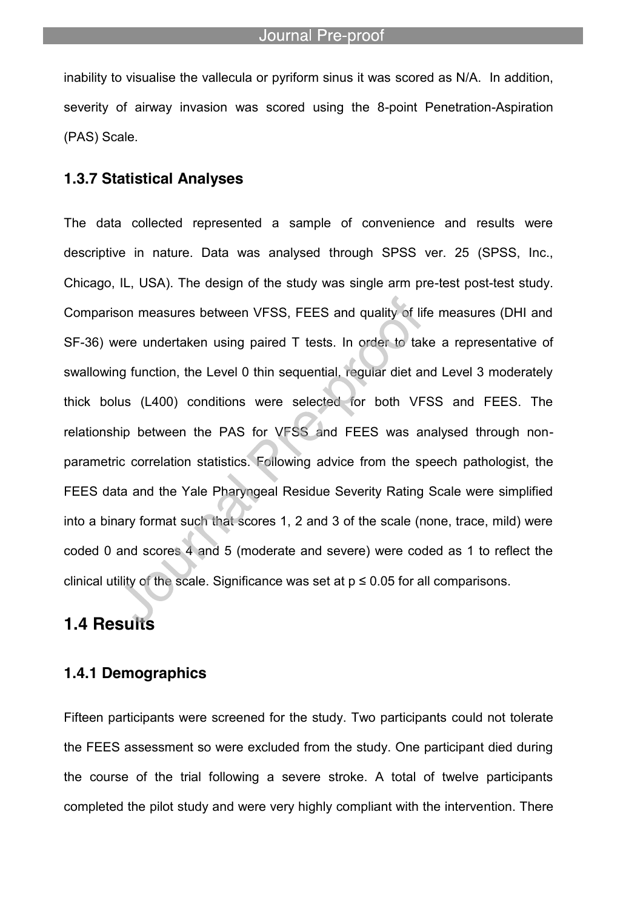inability to visualise the vallecula or pyriform sinus it was scored as N/A. In addition, severity of airway invasion was scored using the 8-point Penetration-Aspiration (PAS) Scale.

### 1.3.7 Statistical Analyses

The data collected represented a sample of convenience and results were descriptive in nature. Data was analysed through SPSS ver. 25 (SPSS, Inc., Chicago, IL, USA). The design of the study was single arm pre-test post-test study. Comparison measures between VFSS, FEES and quality of life measures (DHI and SF-36) were undertaken using paired T tests. In order to take a representative of swallowing function, the Level 0 thin sequential, regular diet and Level 3 moderately thick bolus (L400) conditions were selected for both VFSS and FEES. The relationship between the PAS for VFSS and FEES was analysed through non-parametric correlation statistics. Following advice from the speech pathologist, the FEES data and the Yale Pharyngeal Residue Severity Rating Scale were simplified into a binary format such that scores 1, 2 and 3 of the scale (none, trace, mild) were coded 0 and scores 4 and 5 (moderate and severe) were coded as 1 to reflect the clinical utility of the scale. Significance was set at $p \leq 0.05$ for all comparisons.

## 1.4 Results

### 1.4.1 Demographics

Fifteen participants were screened for the study. Two participants could not tolerate the FEES assessment so were excluded from the study. One participant died during the course of the trial following a severe stroke. A total of twelve participants completed the pilot study and were very highly compliant with the intervention. There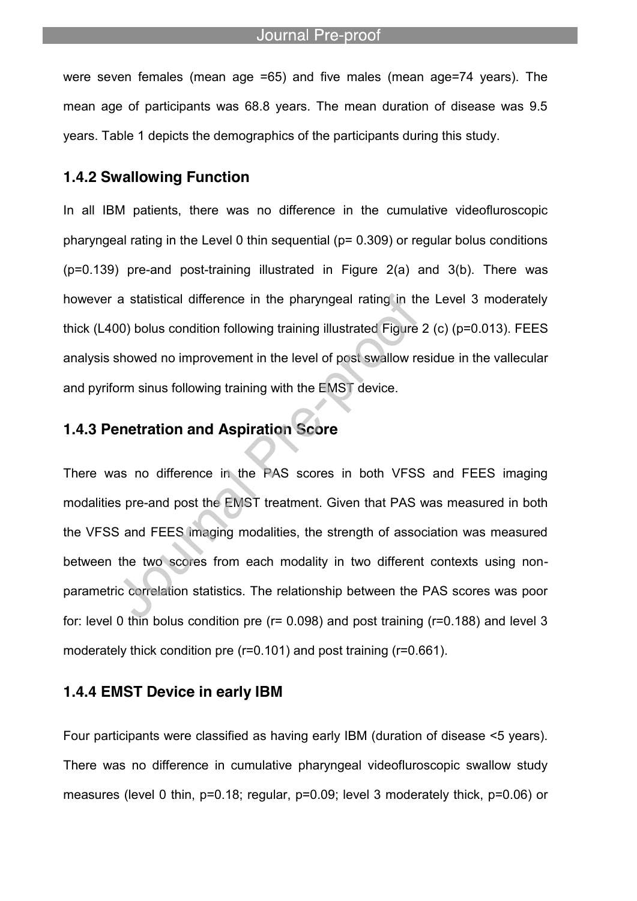were seven females (mean age =65) and five males (mean age=74 years). The mean age of participants was 68.8 years. The mean duration of disease was 9.5 years. Table 1 depicts the demographics of the participants during this study.

### 1.4.2 Swallowing Function

In all IBM patients, there was no difference in the cumulative videofluroscopic pharyngeal rating in the Level 0 thin sequential ($p= 0.309$) or regular bolus conditions ($p=0.139$) pre-and post-training illustrated in Figure 2(a) and 3(b). There was however a statistical difference in the pharyngeal rating in the Level 3 moderately thick (L400) bolus condition following training illustrated Figure 2 (c) ($p=0.013$). FEES analysis showed no improvement in the level of post swallow residue in the vallecular and pyriform sinus following training with the EMST device.

### 1.4.3 Penetration and Aspiration Score

There was no difference in the PAS scores in both VFSS and FEES imaging modalities pre-and post the EMST treatment. Given that PAS was measured in both the VFSS and FEES imaging modalities, the strength of association was measured between the two scores from each modality in two different contexts using non-parametric correlation statistics. The relationship between the PAS scores was poor for: level 0 thin bolus condition pre ($r= 0.098$) and post training ($r=0.188$) and level 3 moderately thick condition pre ($r=0.101$) and post training ($r=0.661$).

### 1.4.4 EMST Device in early IBM

Four participants were classified as having early IBM (duration of disease <5 years). There was no difference in cumulative pharyngeal videofluroscopic swallow study measures (level 0 thin, $p=0.18$; regular, $p=0.09$; level 3 moderately thick, $p=0.06$) or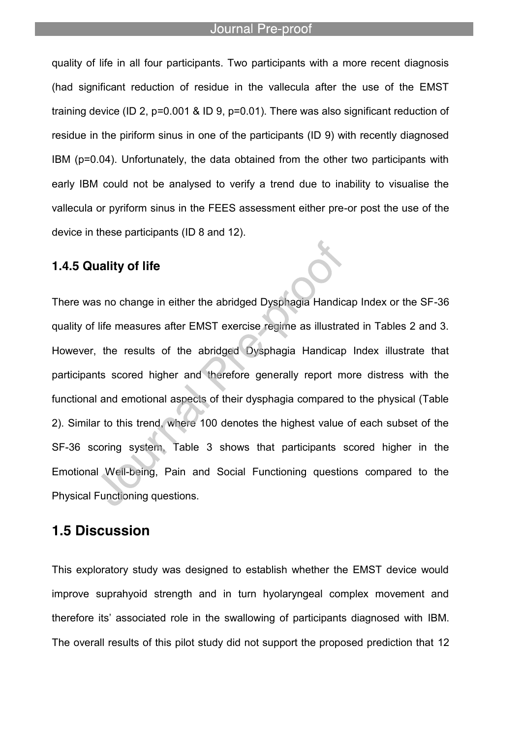quality of life in all four participants. Two participants with a more recent diagnosis (had significant reduction of residue in the vallecula after the use of the EMST training device (ID 2, p=0.001 & ID 9, p=0.01). There was also significant reduction of residue in the piriform sinus in one of the participants (ID 9) with recently diagnosed IBM (p=0.04). Unfortunately, the data obtained from the other two participants with early IBM could not be analysed to verify a trend due to inability to visualise the vallecula or pyriform sinus in the FEES assessment either pre-or post the use of the device in these participants (ID 8 and 12).

### 1.4.5 Quality of life

There was no change in either the abridged Dysphagia Handicap Index or the SF-36 quality of life measures after EMST exercise regime as illustrated in Tables 2 and 3. However, the results of the abridged Dysphagia Handicap Index illustrate that participants scored higher and therefore generally report more distress with the functional and emotional aspects of their dysphagia compared to the physical (Table 2). Similar to this trend, where 100 denotes the highest value of each subset of the SF-36 scoring system, Table 3 shows that participants scored higher in the Emotional Well-being, Pain and Social Functioning questions compared to the Physical Functioning questions.

## 1.5 Discussion

This exploratory study was designed to establish whether the EMST device would improve suprahyoid strength and in turn hyolaryngeal complex movement and therefore its' associated role in the swallowing of participants diagnosed with IBM. The overall results of this pilot study did not support the proposed prediction that 12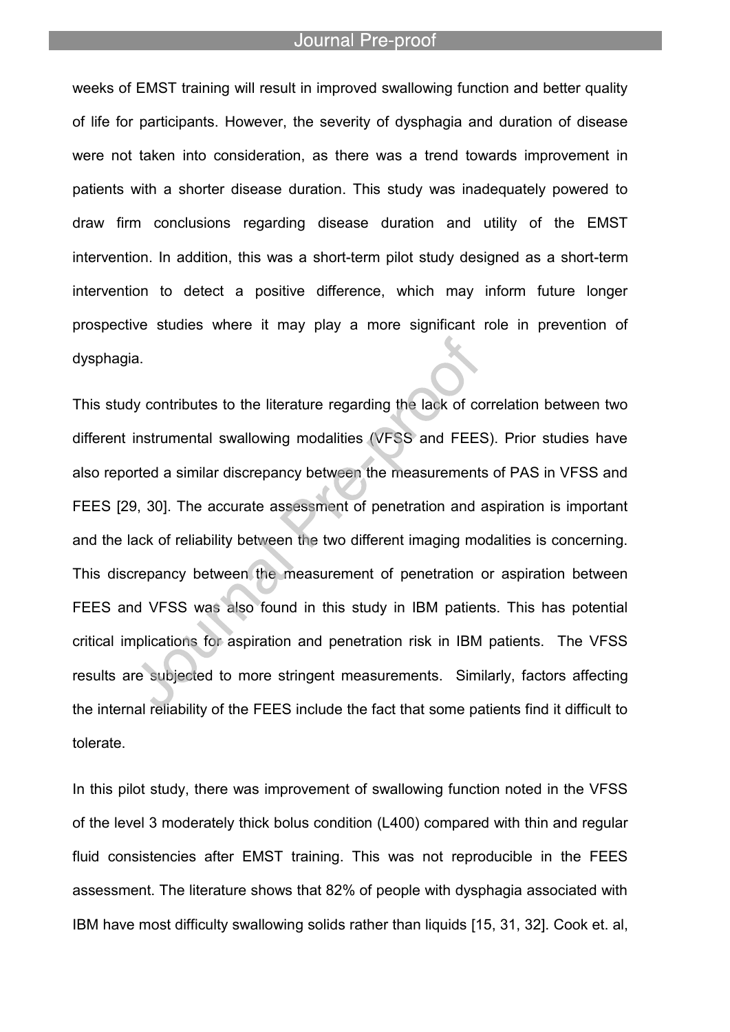weeks of EMST training will result in improved swallowing function and better quality of life for participants. However, the severity of dysphagia and duration of disease were not taken into consideration, as there was a trend towards improvement in patients with a shorter disease duration. This study was inadequately powered to draw firm conclusions regarding disease duration and utility of the EMST intervention. In addition, this was a short-term pilot study designed as a short-term intervention to detect a positive difference, which may inform future longer prospective studies where it may play a more significant role in prevention of dysphagia.

This study contributes to the literature regarding the lack of correlation between two different instrumental swallowing modalities (VFSS and FEES). Prior studies have also reported a similar discrepancy between the measurements of PAS in VFSS and FEES [29, 30]. The accurate assessment of penetration and aspiration is important and the lack of reliability between the two different imaging modalities is concerning. This discrepancy between the measurement of penetration or aspiration between FEES and VFSS was also found in this study in IBM patients. This has potential critical implications for aspiration and penetration risk in IBM patients. The VFSS results are subjected to more stringent measurements. Similarly, factors affecting the internal reliability of the FEES include the fact that some patients find it difficult to tolerate.

In this pilot study, there was improvement of swallowing function noted in the VFSS of the level 3 moderately thick bolus condition (L400) compared with thin and regular fluid consistencies after EMST training. This was not reproducible in the FEES assessment. The literature shows that 82% of people with dysphagia associated with IBM have most difficulty swallowing solids rather than liquids [15, 31, 32]. Cook et. al,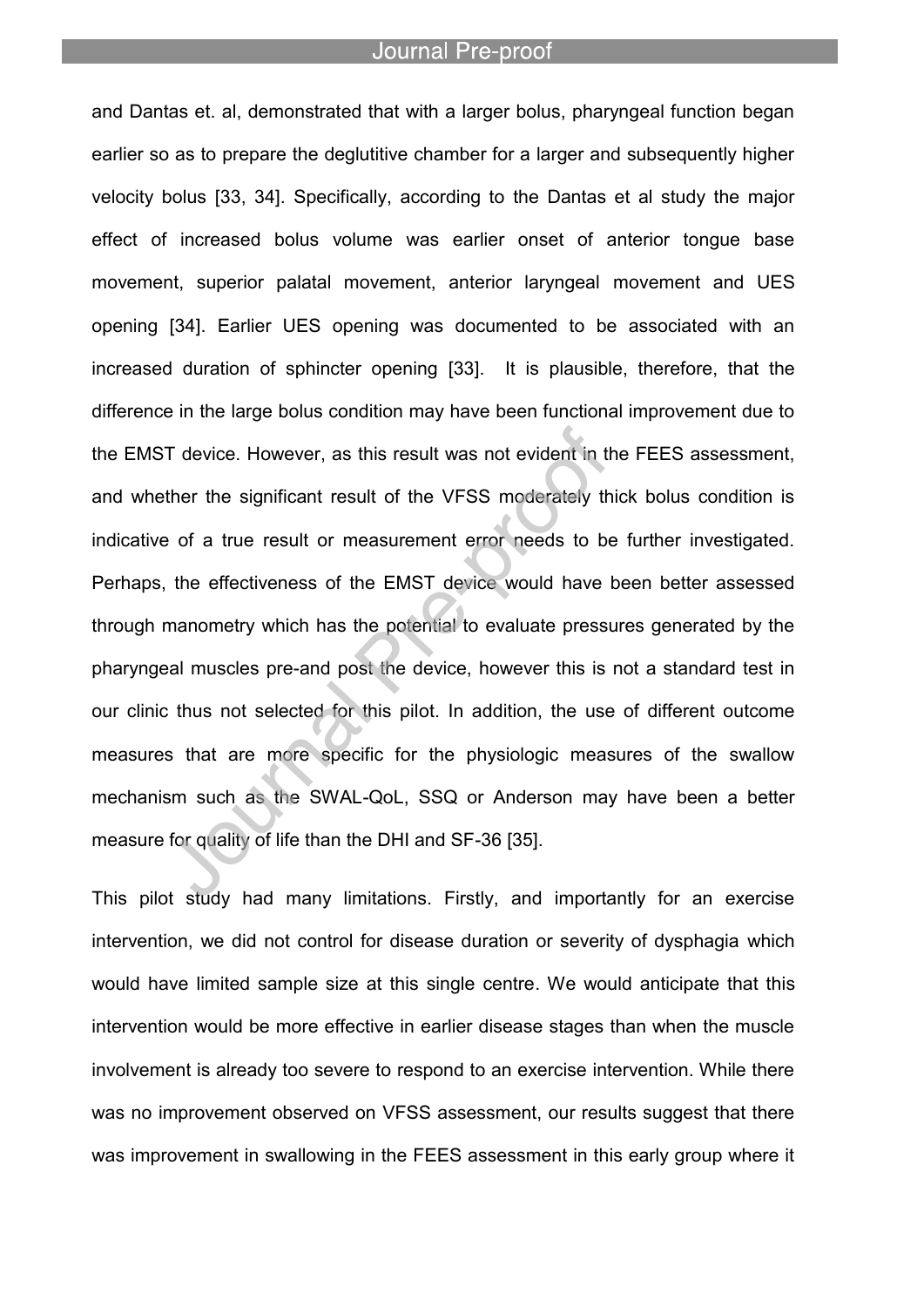and Dantas et. al, demonstrated that with a larger bolus, pharyngeal function began earlier so as to prepare the deglutitive chamber for a larger and subsequently higher velocity bolus [33, 34]. Specifically, according to the Dantas et al study the major effect of increased bolus volume was earlier onset of anterior tongue base movement, superior palatal movement, anterior laryngeal movement and UES opening [34]. Earlier UES opening was documented to be associated with an increased duration of sphincter opening [33]. It is plausible, therefore, that the difference in the large bolus condition may have been functional improvement due to the EMST device. However, as this result was not evident in the FEES assessment, and whether the significant result of the VFSS moderately thick bolus condition is indicative of a true result or measurement error needs to be further investigated. Perhaps, the effectiveness of the EMST device would have been better assessed through manometry which has the potential to evaluate pressures generated by the pharyngeal muscles pre-and post the device, however this is not a standard test in our clinic thus not selected for this pilot. In addition, the use of different outcome measures that are more specific for the physiologic measures of the swallow mechanism such as the SWAL-QoL, SSQ or Anderson may have been a better measure for quality of life than the DHI and SF-36 [35].

This pilot study had many limitations. Firstly, and importantly for an exercise intervention, we did not control for disease duration or severity of dysphagia which would have limited sample size at this single centre. We would anticipate that this intervention would be more effective in earlier disease stages than when the muscle involvement is already too severe to respond to an exercise intervention. While there was no improvement observed on VFSS assessment, our results suggest that there was improvement in swallowing in the FEES assessment in this early group where it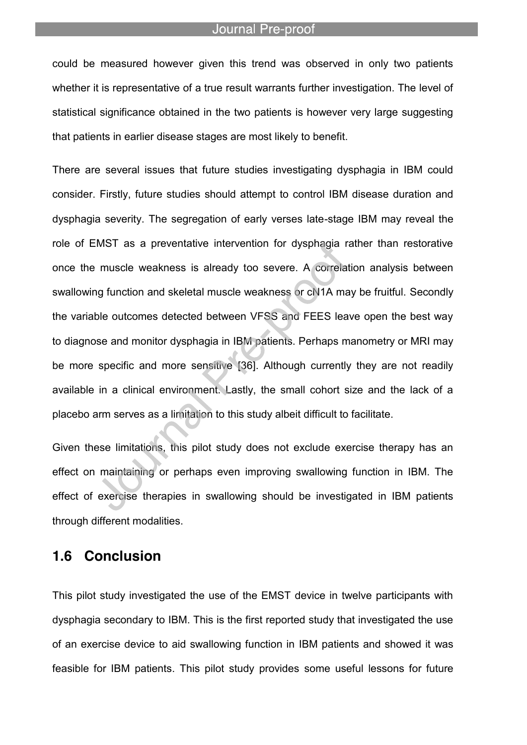could be measured however given this trend was observed in only two patients whether it is representative of a true result warrants further investigation. The level of statistical significance obtained in the two patients is however very large suggesting that patients in earlier disease stages are most likely to benefit.

There are several issues that future studies investigating dysphagia in IBM could consider. Firstly, future studies should attempt to control IBM disease duration and dysphagia severity. The segregation of early verses late-stage IBM may reveal the role of EMST as a preventative intervention for dysphagia rather than restorative once the muscle weakness is already too severe. A correlation analysis between swallowing function and skeletal muscle weakness or cN1A may be fruitful. Secondly the variable outcomes detected between VFSS and FEES leave open the best way to diagnose and monitor dysphagia in IBM patients. Perhaps manometry or MRI may be more specific and more sensitive [36]. Although currently they are not readily available in a clinical environment. Lastly, the small cohort size and the lack of a placebo arm serves as a limitation to this study albeit difficult to facilitate.

Given these limitations, this pilot study does not exclude exercise therapy has an effect on maintaining or perhaps even improving swallowing function in IBM. The effect of exercise therapies in swallowing should be investigated in IBM patients through different modalities.

## 1.6 Conclusion

This pilot study investigated the use of the EMST device in twelve participants with dysphagia secondary to IBM. This is the first reported study that investigated the use of an exercise device to aid swallowing function in IBM patients and showed it was feasible for IBM patients. This pilot study provides some useful lessons for future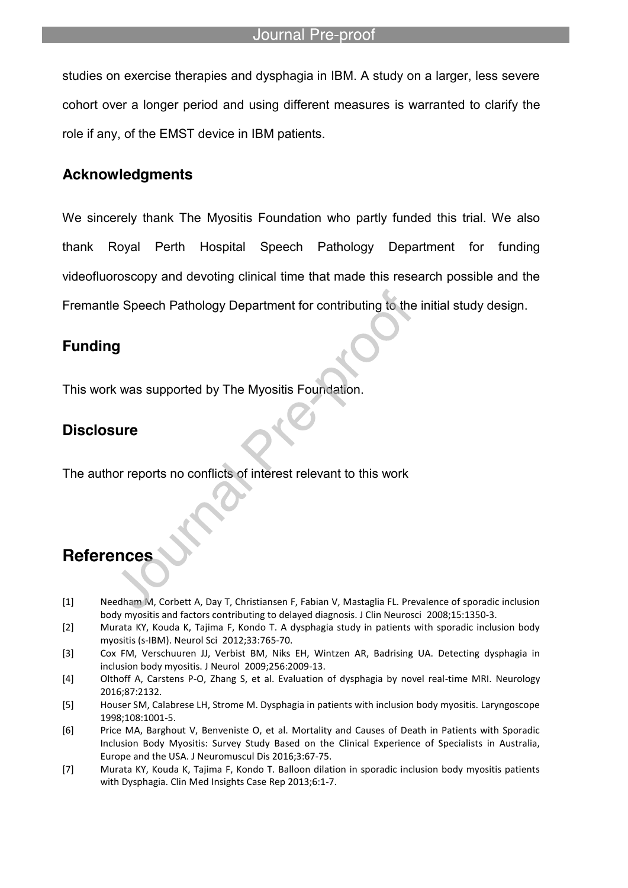studies on exercise therapies and dysphagia in IBM. A study on a larger, less severe cohort over a longer period and using different measures is warranted to clarify the role if any, of the EMST device in IBM patients.

## Acknowledgments

We sincerely thank The Myositis Foundation who partly funded this trial. We also thank Royal Perth Hospital Speech Pathology Department for funding videofluoroscopy and devoting clinical time that made this research possible and the Fremantle Speech Pathology Department for contributing to the initial study design.

## Funding

This work was supported by The Myositis Foundation.

## Disclosure

The author reports no conflicts of interest relevant to this work

# References

[1] Needham M, Corbett A, Day T, Christiansen F, Fabian V, Mastaglia FL. Prevalence of sporadic inclusion body myositis and factors contributing to delayed diagnosis. J Clin Neurosci 2008;15:1350-3.

[2] Murata KY, Kouda K, Tajima F, Kondo T. A dysphagia study in patients with sporadic inclusion body myositis (s-IBM). Neurol Sci 2012;33:765-70.

[3] Cox FM, Verschuuren JJ, Verbist BM, Niks EH, Wintzen AR, Badrising UA. Detecting dysphagia in inclusion body myositis. J Neurol 2009;256:2009-13.

[4] Olthoff A, Carstens P-O, Zhang S, et al. Evaluation of dysphagia by novel real-time MRI. Neurology 2016;87:2132.

[5] Houser SM, Calabrese LH, Strome M. Dysphagia in patients with inclusion body myositis. Laryngoscope 1998;108:1001-5.

[6] Price MA, Barghout V, Benveniste O, et al. Mortality and Causes of Death in Patients with Sporadic Inclusion Body Myositis: Survey Study Based on the Clinical Experience of Specialists in Australia, Europe and the USA. J Neuromuscul Dis 2016;3:67-75.

[7] Murata KY, Kouda K, Tajima F, Kondo T. Balloon dilation in sporadic inclusion body myositis patients with Dysphagia. Clin Med Insights Case Rep 2013;6:1-7.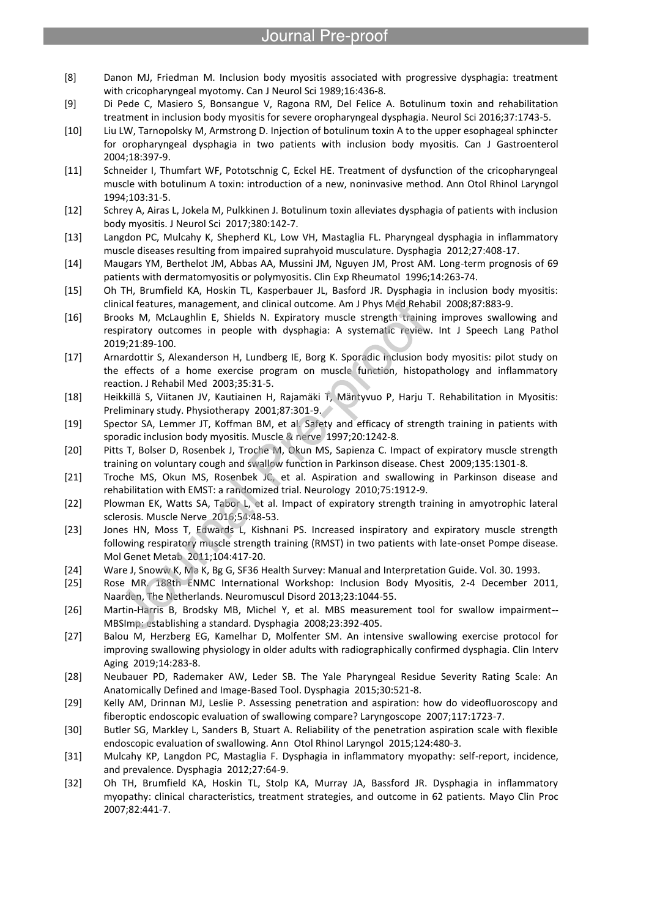[8] Danon MJ, Friedman M. Inclusion body myositis associated with progressive dysphagia: treatment with cricopharyngeal myotomy. Can J Neurol Sci 1989;16:436-8.

[9] Di Pede C, Masiero S, Bonsangue V, Ragona RM, Del Felice A. Botulinum toxin and rehabilitation treatment in inclusion body myositis for severe oropharyngeal dysphagia. Neurol Sci 2016;37:1743-5.

[10] Liu LW, Tarnopolsky M, Armstrong D. Injection of botulinum toxin A to the upper esophageal sphincter for oropharyngeal dysphagia in two patients with inclusion body myositis. Can J Gastroenterol 2004;18:397-9.

[11] Schneider I, Thumfart WF, Pototschnig C, Eckel HE. Treatment of dysfunction of the cricopharyngeal muscle with botulinum A toxin: introduction of a new, noninvasive method. Ann Otol Rhinol Laryngol 1994;103:31-5.

[12] Schrey A, Airas L, Jokela M, Pulkkinen J. Botulinum toxin alleviates dysphagia of patients with inclusion body myositis. J Neurol Sci 2017;380:142-7.

[13] Langdon PC, Mulcahy K, Shepherd KL, Low VH, Mastaglia FL. Pharyngeal dysphagia in inflammatory muscle diseases resulting from impaired suprahyoid musculature. Dysphagia 2012;27:408-17.

[14] Maugars YM, Berthelot JM, Abbas AA, Mussini JM, Nguyen JM, Prost AM. Long-term prognosis of 69 patients with dermatomyositis or polymyositis. Clin Exp Rheumatol 1996;14:263-74.

[15] Oh TH, Brumfield KA, Hoskin TL, Kasperbauer JL, Basford JR. Dysphagia in inclusion body myositis: clinical features, management, and clinical outcome. Am J Phys Med Rehabil 2008;87:883-9.

[16] Brooks M, McLaughlin E, Shields N. Expiratory muscle strength training improves swallowing and respiratory outcomes in people with dysphagia: A systematic review. Int J Speech Lang Pathol 2019;21:89-100.

[17] Arnardottir S, Alexanderson H, Lundberg IE, Borg K. Sporadic inclusion body myositis: pilot study on the effects of a home exercise program on muscle function, histopathology and inflammatory reaction. J Rehabil Med 2003;35:31-5.

[18] Heikkillä S, Viitanen JV, Kautiainen H, Rajamäki T, Mäntyvuo P, Harju T. Rehabilitation in Myositis: Preliminary study. Physiotherapy 2001;87:301-9.

[19] Spector SA, Lemmer JT, Koffman BM, et al. Safety and efficacy of strength training in patients with sporadic inclusion body myositis. Muscle & nerve 1997;20:1242-8.

[20] Pitts T, Bolser D, Rosenbek J, Troche M, Okun MS, Sapienza C. Impact of expiratory muscle strength training on voluntary cough and swallow function in Parkinson disease. Chest 2009;135:1301-8.

[21] Troche MS, Okun MS, Rosenbek JC, et al. Aspiration and swallowing in Parkinson disease and rehabilitation with EMST: a randomized trial. Neurology 2010;75:1912-9.

[22] Plowman EK, Watts SA, Tabor L, et al. Impact of expiratory strength training in amyotrophic lateral sclerosis. Muscle Nerve 2016;54:48-53.

[23] Jones HN, Moss T, Edwards L, Kishnani PS. Increased inspiratory and expiratory muscle strength following respiratory muscle strength training (RMST) in two patients with late-onset Pompe disease. Mol Genet Metab 2011;104:417-20.

[24] Ware J, Snoww K, Ma K, Bg G, SF36 Health Survey: Manual and Interpretation Guide. Vol. 30. 1993.

[25] Rose MR. 188th ENMC International Workshop: Inclusion Body Myositis, 2-4 December 2011, Naarden, The Netherlands. Neuromuscul Disord 2013;23:1044-55.

[26] Martin-Harris B, Brodsky MB, Michel Y, et al. MBS measurement tool for swallow impairment--MBSImp: establishing a standard. Dysphagia 2008;23:392-405.

[27] Balou M, Herzberg EG, Kamelhar D, Molfenter SM. An intensive swallowing exercise protocol for improving swallowing physiology in older adults with radiographically confirmed dysphagia. Clin Interv Aging 2019;14:283-8.

[28] Neubauer PD, Rademaker AW, Leder SB. The Yale Pharyngeal Residue Severity Rating Scale: An Anatomically Defined and Image-Based Tool. Dysphagia 2015;30:521-8.

[29] Kelly AM, Drinnan MJ, Leslie P. Assessing penetration and aspiration: how do videofluoroscopy and fiberoptic endoscopic evaluation of swallowing compare? Laryngoscope 2007;117:1723-7.

[30] Butler SG, Markley L, Sanders B, Stuart A. Reliability of the penetration aspiration scale with flexible endoscopic evaluation of swallowing. Ann Otol Rhinol Laryngol 2015;124:480-3.

[31] Mulcahy KP, Langdon PC, Mastaglia F. Dysphagia in inflammatory myopathy: self-report, incidence, and prevalence. Dysphagia 2012;27:64-9.

[32] Oh TH, Brumfield KA, Hoskin TL, Stolp KA, Murray JA, Bassford JR. Dysphagia in inflammatory myopathy: clinical characteristics, treatment strategies, and outcome in 62 patients. Mayo Clin Proc 2007;82:441-7.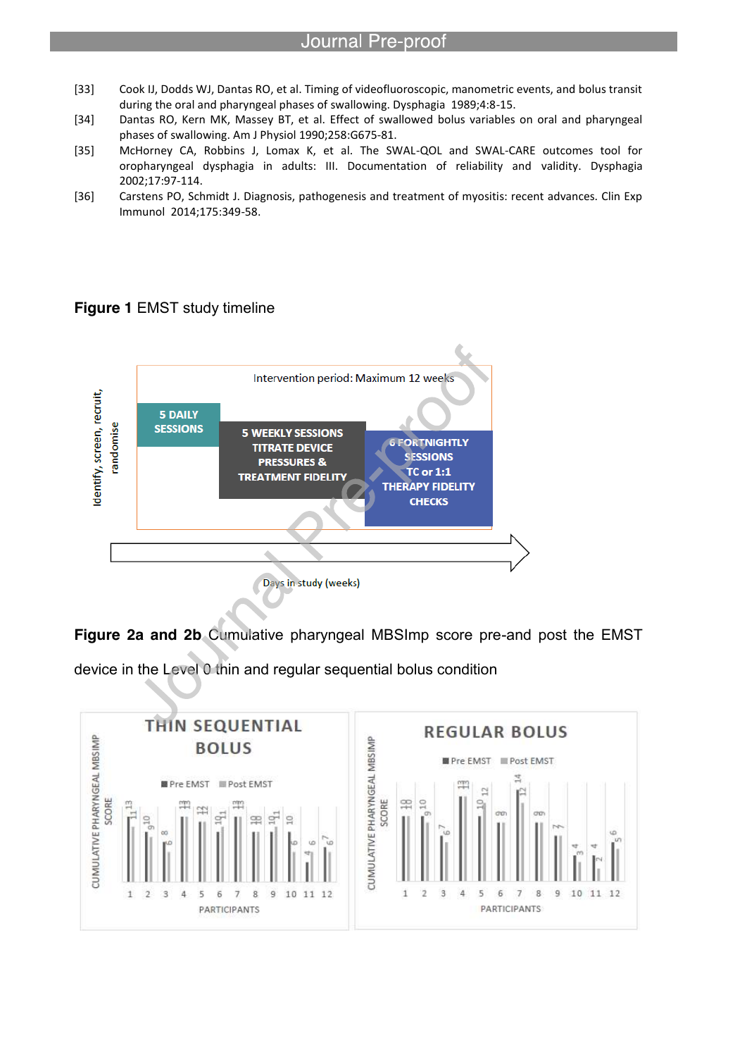[33] Cook IJ, Dodds WJ, Dantas RO, et al. Timing of videofluoroscopic, manometric events, and bolus transit during the oral and pharyngeal phases of swallowing. Dysphagia 1989;4:8-15.

[34] Dantas RO, Kern MK, Massey BT, et al. Effect of swallowed bolus variables on oral and pharyngeal phases of swallowing. Am J Physiol 1990;258:G675-81.

[35] McHorney CA, Robbins J, Lomax K, et al. The SWAL-QOL and SWAL-CARE outcomes tool for oropharyngeal dysphagia in adults: III. Documentation of reliability and validity. Dysphagia 2002;17:97-114.

[36] Carstens PO, Schmidt J. Diagnosis, pathogenesis and treatment of myositis: recent advances. Clin Exp Immunol 2014;175:349-58.

**Figure 1** EMST study timeline

**Figure 2a and 2b** Cumulative pharyngeal MBSImp score pre-and post the EMST device in the Level 0 thin and regular sequential bolus condition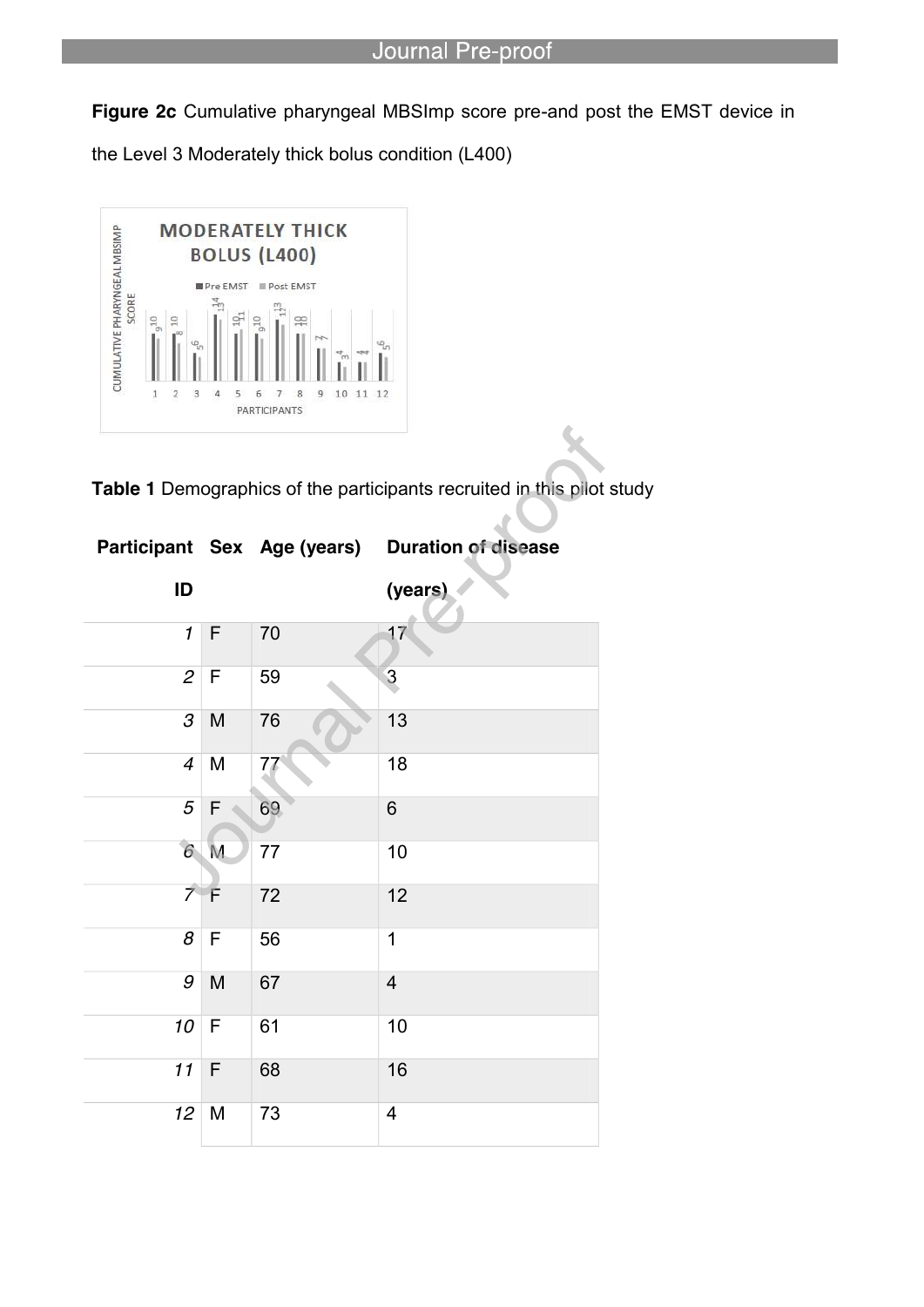**Figure 2c** Cumulative pharyngeal MBSImp score pre-and post the EMST device in the Level 3 Moderately thick bolus condition (L400)

**Table 1** Demographics of the participants recruited in this pilot study

| Participant ID | Sex | Age (years) | Duration of disease (years) |
|---|---|---|---|
| *1* | F | 70 | 17 |
| *2* | F | 59 | 3 |
| *3* | M | 76 | 13 |
| *4* | M | 77 | 18 |
| *5* | F | 69 | 6 |
| *6* | M | 77 | 10 |
| *7* | F | 72 | 12 |
| *8* | F | 56 | 1 |
| *9* | M | 67 | 4 |
| *10* | F | 61 | 10 |
| *11* | F | 68 | 16 |
| *12* | M | 73 | 4 |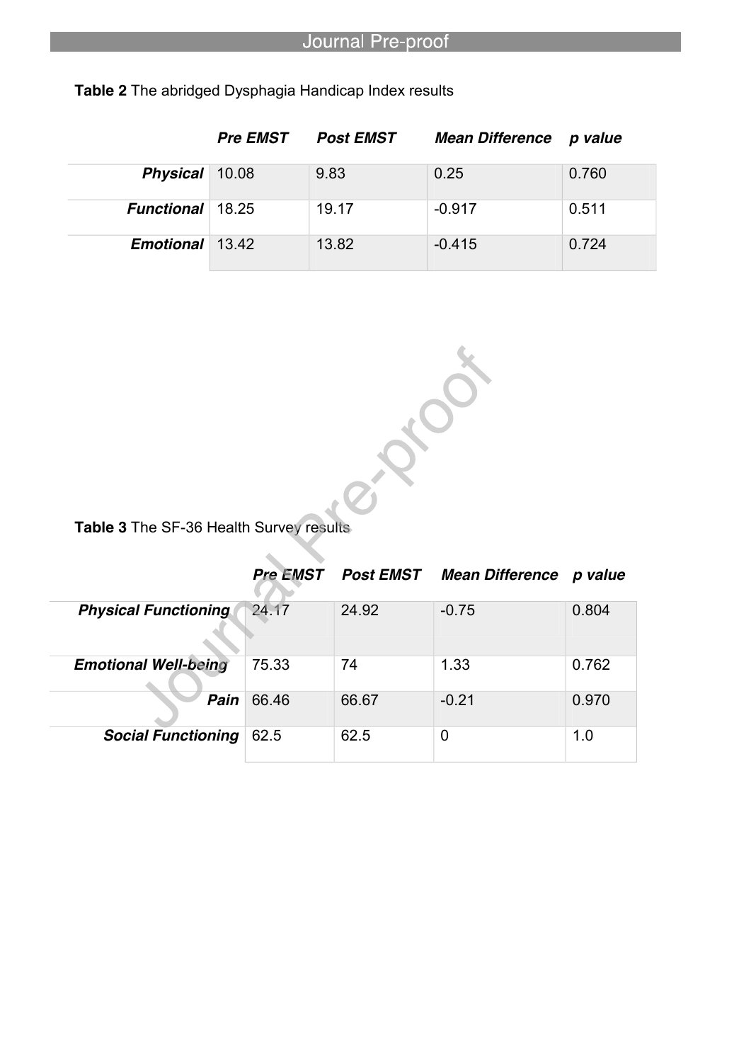**Table 2** The abridged Dysphagia Handicap Index results

| | *Pre EMST* | *Post EMST* | *Mean Difference* | *p value* |
|---|---|---|---|---|
| ***Physical*** | 10.08 | 9.83 | 0.25 | 0.760 |
| ***Functional*** | 18.25 | 19.17 | -0.917 | 0.511 |
| ***Emotional*** | 13.42 | 13.82 | -0.415 | 0.724 |

**Table 3** The SF-36 Health Survey results

| | *Pre EMST* | *Post EMST* | *Mean Difference* | *p value* |
|---|---|---|---|---|
| ***Physical Functioning*** | 24.17 | 24.92 | -0.75 | 0.804 |
| ***Emotional Well-being*** | 75.33 | 74 | 1.33 | 0.762 |
| ***Pain*** | 66.46 | 66.67 | -0.21 | 0.970 |
| ***Social Functioning*** | 62.5 | 62.5 | 0 | 1.0 |